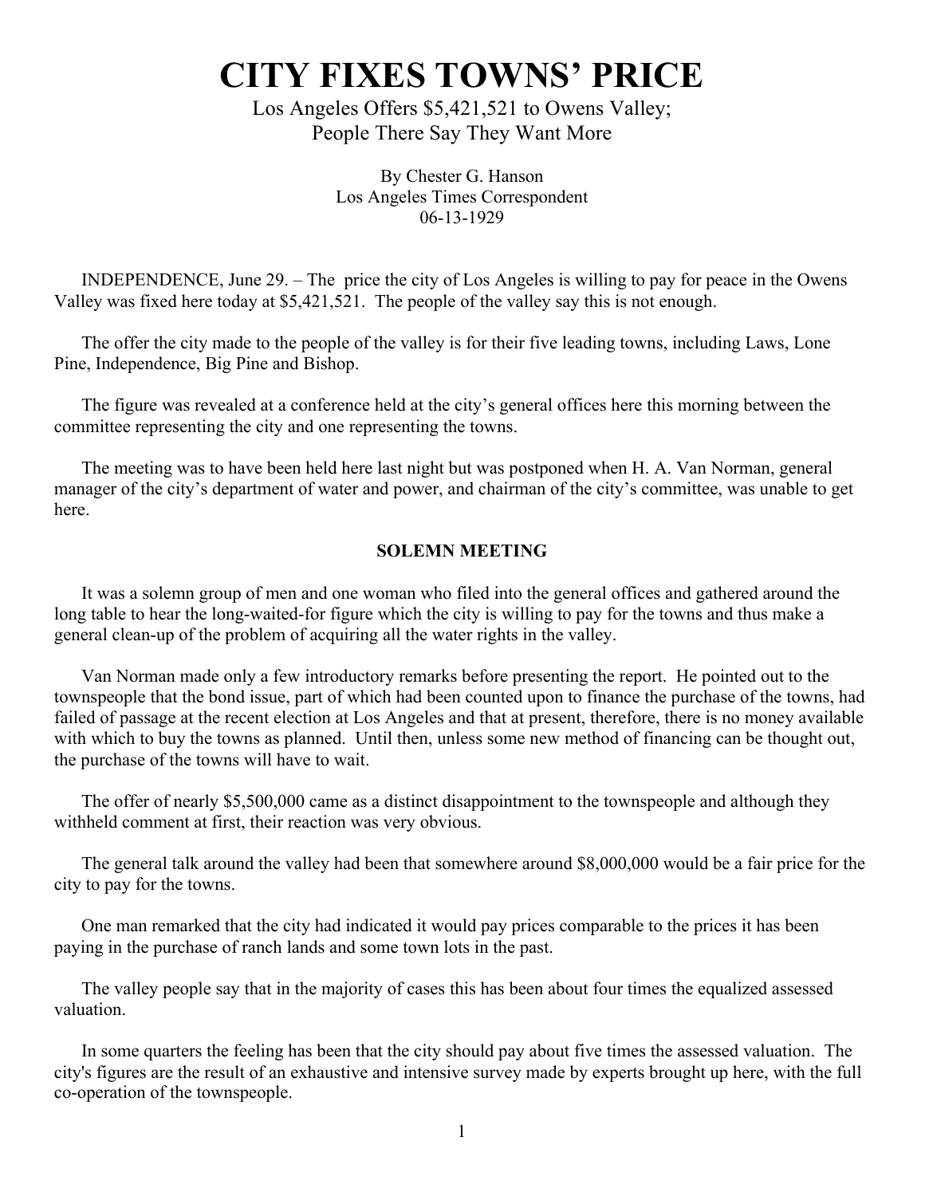# CITY FIXES TOWNS' PRICE

Los Angeles Offers $5,421,521 to Owens Valley;
People There Say They Want More

By Chester G. Hanson
Los Angeles Times Correspondent
06-13-1929

INDEPENDENCE, June 29. – The price the city of Los Angeles is willing to pay for peace in the Owens Valley was fixed here today at $5,421,521. The people of the valley say this is not enough.

The offer the city made to the people of the valley is for their five leading towns, including Laws, Lone Pine, Independence, Big Pine and Bishop.

The figure was revealed at a conference held at the city's general offices here this morning between the committee representing the city and one representing the towns.

The meeting was to have been held here last night but was postponed when H. A. Van Norman, general manager of the city's department of water and power, and chairman of the city's committee, was unable to get here.

**SOLEMN MEETING**

It was a solemn group of men and one woman who filed into the general offices and gathered around the long table to hear the long-waited-for figure which the city is willing to pay for the towns and thus make a general clean-up of the problem of acquiring all the water rights in the valley.

Van Norman made only a few introductory remarks before presenting the report. He pointed out to the townspeople that the bond issue, part of which had been counted upon to finance the purchase of the towns, had failed of passage at the recent election at Los Angeles and that at present, therefore, there is no money available with which to buy the towns as planned. Until then, unless some new method of financing can be thought out, the purchase of the towns will have to wait.

The offer of nearly $5,500,000 came as a distinct disappointment to the townspeople and although they withheld comment at first, their reaction was very obvious.

The general talk around the valley had been that somewhere around $8,000,000 would be a fair price for the city to pay for the towns.

One man remarked that the city had indicated it would pay prices comparable to the prices it has been paying in the purchase of ranch lands and some town lots in the past.

The valley people say that in the majority of cases this has been about four times the equalized assessed valuation.

In some quarters the feeling has been that the city should pay about five times the assessed valuation. The city's figures are the result of an exhaustive and intensive survey made by experts brought up here, with the full co-operation of the townspeople.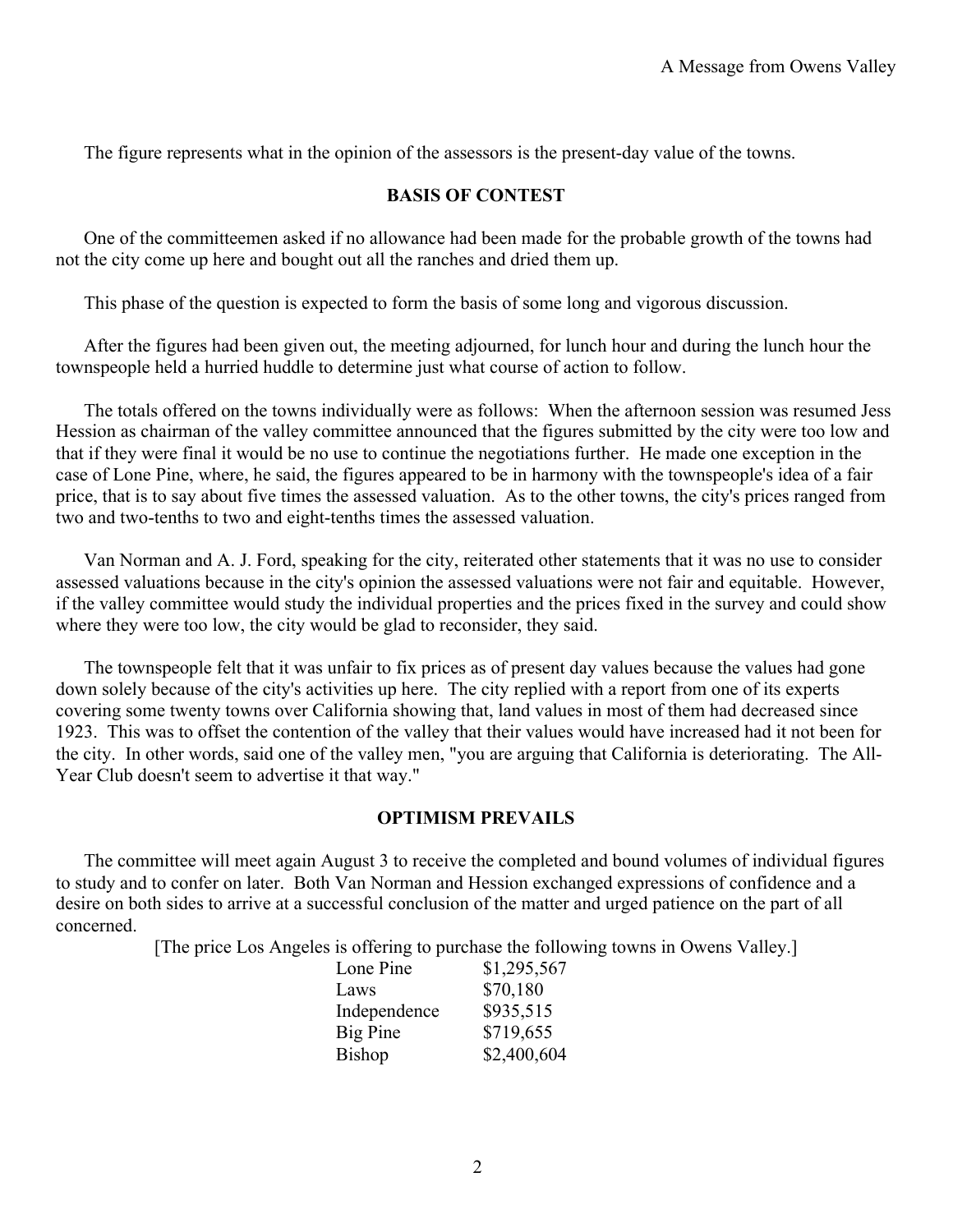The figure represents what in the opinion of the assessors is the present-day value of the towns.

## BASIS OF CONTEST

One of the committeemen asked if no allowance had been made for the probable growth of the towns had not the city come up here and bought out all the ranches and dried them up.

This phase of the question is expected to form the basis of some long and vigorous discussion.

After the figures had been given out, the meeting adjourned, for lunch hour and during the lunch hour the townspeople held a hurried huddle to determine just what course of action to follow.

The totals offered on the towns individually were as follows: When the afternoon session was resumed Jess Hession as chairman of the valley committee announced that the figures submitted by the city were too low and that if they were final it would be no use to continue the negotiations further. He made one exception in the case of Lone Pine, where, he said, the figures appeared to be in harmony with the townspeople's idea of a fair price, that is to say about five times the assessed valuation. As to the other towns, the city's prices ranged from two and two-tenths to two and eight-tenths times the assessed valuation.

Van Norman and A. J. Ford, speaking for the city, reiterated other statements that it was no use to consider assessed valuations because in the city's opinion the assessed valuations were not fair and equitable. However, if the valley committee would study the individual properties and the prices fixed in the survey and could show where they were too low, the city would be glad to reconsider, they said.

The townspeople felt that it was unfair to fix prices as of present day values because the values had gone down solely because of the city's activities up here. The city replied with a report from one of its experts covering some twenty towns over California showing that, land values in most of them had decreased since 1923. This was to offset the contention of the valley that their values would have increased had it not been for the city. In other words, said one of the valley men, "you are arguing that California is deteriorating. The All-Year Club doesn't seem to advertise it that way."

## OPTIMISM PREVAILS

The committee will meet again August 3 to receive the completed and bound volumes of individual figures to study and to confer on later. Both Van Norman and Hession exchanged expressions of confidence and a desire on both sides to arrive at a successful conclusion of the matter and urged patience on the part of all concerned.

[The price Los Angeles is offering to purchase the following towns in Owens Valley.]

| Town | Price |
|---|---|
| Lone Pine | $1,295,567 |
| Laws | $70,180 |
| Independence | $935,515 |
| Big Pine | $719,655 |
| Bishop | $2,400,604 |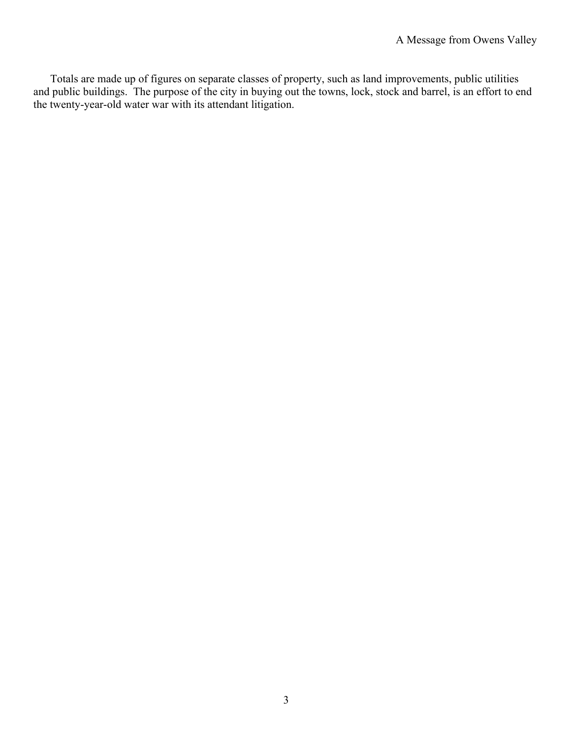Totals are made up of figures on separate classes of property, such as land improvements, public utilities and public buildings. The purpose of the city in buying out the towns, lock, stock and barrel, is an effort to end the twenty-year-old water war with its attendant litigation.